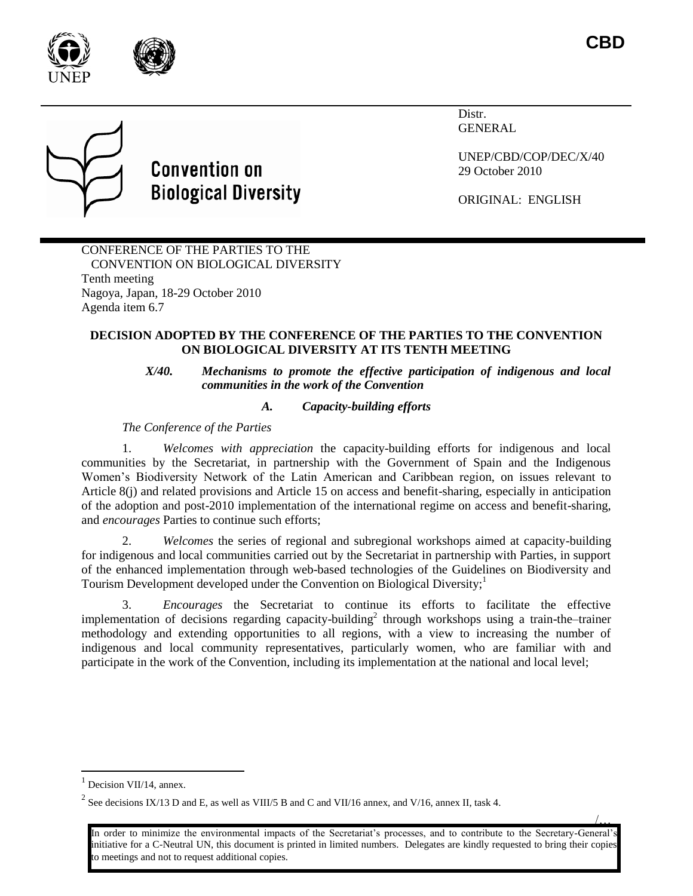CBD

Convention on Biological Diversity

Distr.
GENERAL

UNEP/CBD/COP/DEC/X/40
29 October 2010

ORIGINAL: ENGLISH

CONFERENCE OF THE PARTIES TO THE CONVENTION ON BIOLOGICAL DIVERSITY
Tenth meeting
Nagoya, Japan, 18-29 October 2010
Agenda item 6.7

**DECISION ADOPTED BY THE CONFERENCE OF THE PARTIES TO THE CONVENTION ON BIOLOGICAL DIVERSITY AT ITS TENTH MEETING**

***X/40. Mechanisms to promote the effective participation of indigenous and local communities in the work of the Convention***

***A. Capacity-building efforts***

*The Conference of the Parties*

1. *Welcomes with appreciation* the capacity-building efforts for indigenous and local communities by the Secretariat, in partnership with the Government of Spain and the Indigenous Women's Biodiversity Network of the Latin American and Caribbean region, on issues relevant to Article 8(j) and related provisions and Article 15 on access and benefit-sharing, especially in anticipation of the adoption and post-2010 implementation of the international regime on access and benefit-sharing, and *encourages* Parties to continue such efforts;

2. *Welcomes* the series of regional and subregional workshops aimed at capacity-building for indigenous and local communities carried out by the Secretariat in partnership with Parties, in support of the enhanced implementation through web-based technologies of the Guidelines on Biodiversity and Tourism Development developed under the Convention on Biological Diversity;[1]

3. *Encourages* the Secretariat to continue its efforts to facilitate the effective implementation of decisions regarding capacity-building[2] through workshops using a train-the–trainer methodology and extending opportunities to all regions, with a view to increasing the number of indigenous and local community representatives, particularly women, who are familiar with and participate in the work of the Convention, including its implementation at the national and local level;

[1] Decision VII/14, annex.

[2] See decisions IX/13 D and E, as well as VIII/5 B and C and VII/16 annex, and V/16, annex II, task 4.

In order to minimize the environmental impacts of the Secretariat's processes, and to contribute to the Secretary-General's initiative for a C-Neutral UN, this document is printed in limited numbers. Delegates are kindly requested to bring their copies to meetings and not to request additional copies.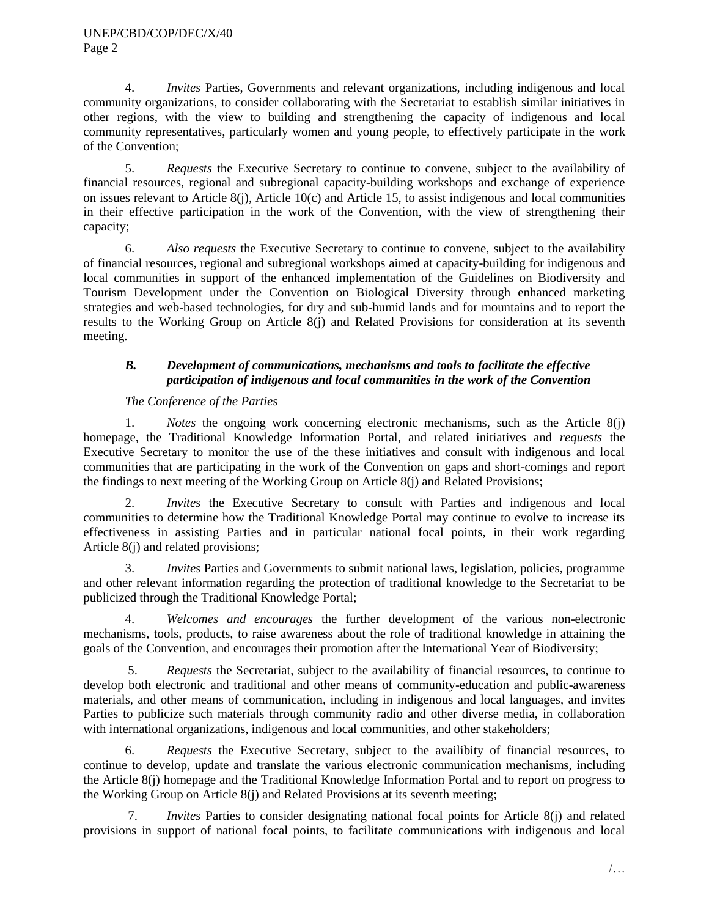4. *Invites* Parties, Governments and relevant organizations, including indigenous and local community organizations, to consider collaborating with the Secretariat to establish similar initiatives in other regions, with the view to building and strengthening the capacity of indigenous and local community representatives, particularly women and young people, to effectively participate in the work of the Convention;

5. *Requests* the Executive Secretary to continue to convene, subject to the availability of financial resources, regional and subregional capacity-building workshops and exchange of experience on issues relevant to Article 8(j), Article 10(c) and Article 15, to assist indigenous and local communities in their effective participation in the work of the Convention, with the view of strengthening their capacity;

6. *Also requests* the Executive Secretary to continue to convene, subject to the availability of financial resources, regional and subregional workshops aimed at capacity-building for indigenous and local communities in support of the enhanced implementation of the Guidelines on Biodiversity and Tourism Development under the Convention on Biological Diversity through enhanced marketing strategies and web-based technologies, for dry and sub-humid lands and for mountains and to report the results to the Working Group on Article 8(j) and Related Provisions for consideration at its seventh meeting.

### *B. Development of communications, mechanisms and tools to facilitate the effective participation of indigenous and local communities in the work of the Convention*

*The Conference of the Parties*

1. *Notes* the ongoing work concerning electronic mechanisms, such as the Article 8(j) homepage, the Traditional Knowledge Information Portal, and related initiatives and *requests* the Executive Secretary to monitor the use of the these initiatives and consult with indigenous and local communities that are participating in the work of the Convention on gaps and short-comings and report the findings to next meeting of the Working Group on Article 8(j) and Related Provisions;

2. *Invites* the Executive Secretary to consult with Parties and indigenous and local communities to determine how the Traditional Knowledge Portal may continue to evolve to increase its effectiveness in assisting Parties and in particular national focal points, in their work regarding Article 8(j) and related provisions;

3. *Invites* Parties and Governments to submit national laws, legislation, policies, programme and other relevant information regarding the protection of traditional knowledge to the Secretariat to be publicized through the Traditional Knowledge Portal;

4. *Welcomes and encourages* the further development of the various non-electronic mechanisms, tools, products, to raise awareness about the role of traditional knowledge in attaining the goals of the Convention, and encourages their promotion after the International Year of Biodiversity;

5. *Requests* the Secretariat, subject to the availability of financial resources, to continue to develop both electronic and traditional and other means of community-education and public-awareness materials, and other means of communication, including in indigenous and local languages, and invites Parties to publicize such materials through community radio and other diverse media, in collaboration with international organizations, indigenous and local communities, and other stakeholders;

6. *Requests* the Executive Secretary, subject to the availibity of financial resources, to continue to develop, update and translate the various electronic communication mechanisms, including the Article 8(j) homepage and the Traditional Knowledge Information Portal and to report on progress to the Working Group on Article 8(j) and Related Provisions at its seventh meeting;

7. *Invites* Parties to consider designating national focal points for Article 8(j) and related provisions in support of national focal points, to facilitate communications with indigenous and local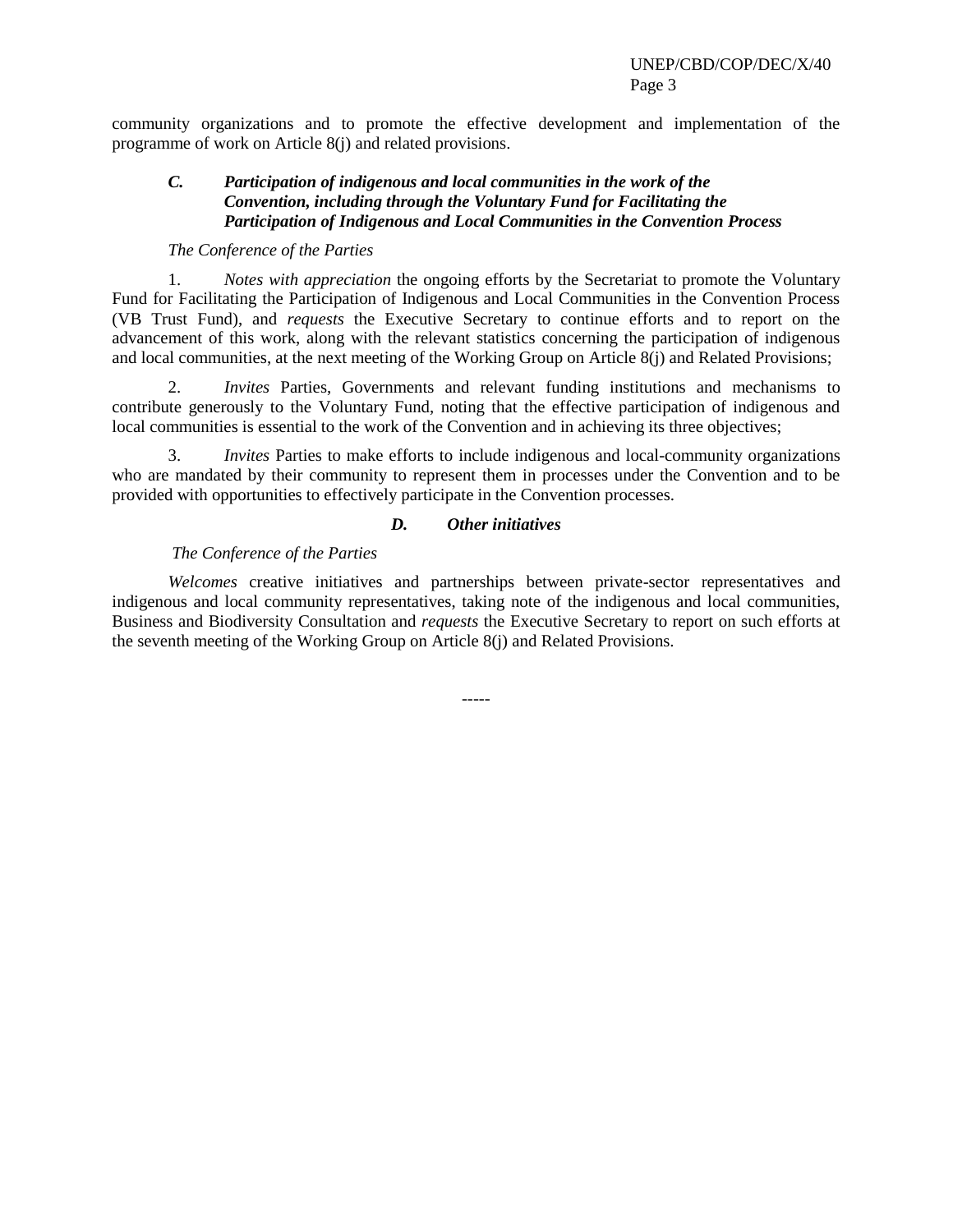community organizations and to promote the effective development and implementation of the programme of work on Article 8(j) and related provisions.

### *C. Participation of indigenous and local communities in the work of the Convention, including through the Voluntary Fund for Facilitating the Participation of Indigenous and Local Communities in the Convention Process*

*The Conference of the Parties*

1. *Notes with appreciation* the ongoing efforts by the Secretariat to promote the Voluntary Fund for Facilitating the Participation of Indigenous and Local Communities in the Convention Process (VB Trust Fund), and *requests* the Executive Secretary to continue efforts and to report on the advancement of this work, along with the relevant statistics concerning the participation of indigenous and local communities, at the next meeting of the Working Group on Article 8(j) and Related Provisions;

2. *Invites* Parties, Governments and relevant funding institutions and mechanisms to contribute generously to the Voluntary Fund, noting that the effective participation of indigenous and local communities is essential to the work of the Convention and in achieving its three objectives;

3. *Invites* Parties to make efforts to include indigenous and local-community organizations who are mandated by their community to represent them in processes under the Convention and to be provided with opportunities to effectively participate in the Convention processes.

### *D. Other initiatives*

*The Conference of the Parties*

*Welcomes* creative initiatives and partnerships between private-sector representatives and indigenous and local community representatives, taking note of the indigenous and local communities, Business and Biodiversity Consultation and *requests* the Executive Secretary to report on such efforts at the seventh meeting of the Working Group on Article 8(j) and Related Provisions.

-----